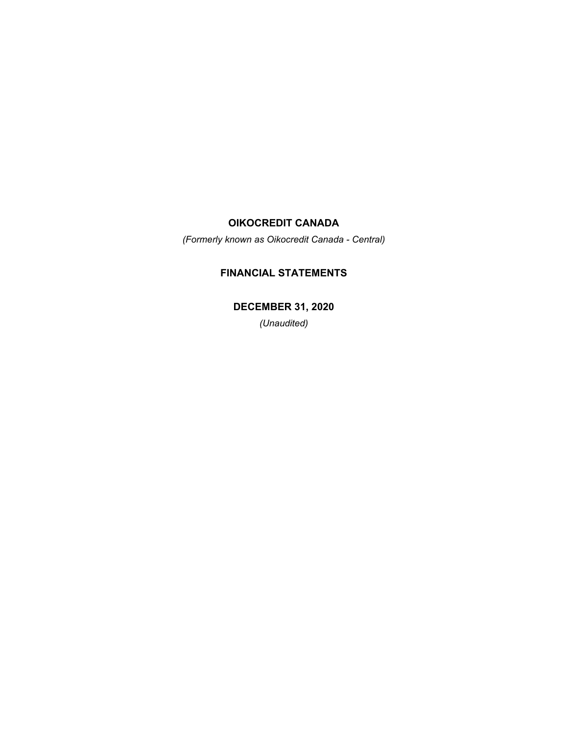# OIKOCREDIT CANADA

*(Formerly known as Oikocredit Canada - Central)*

## FINANCIAL STATEMENTS

## DECEMBER 31, 2020

*(Unaudited)*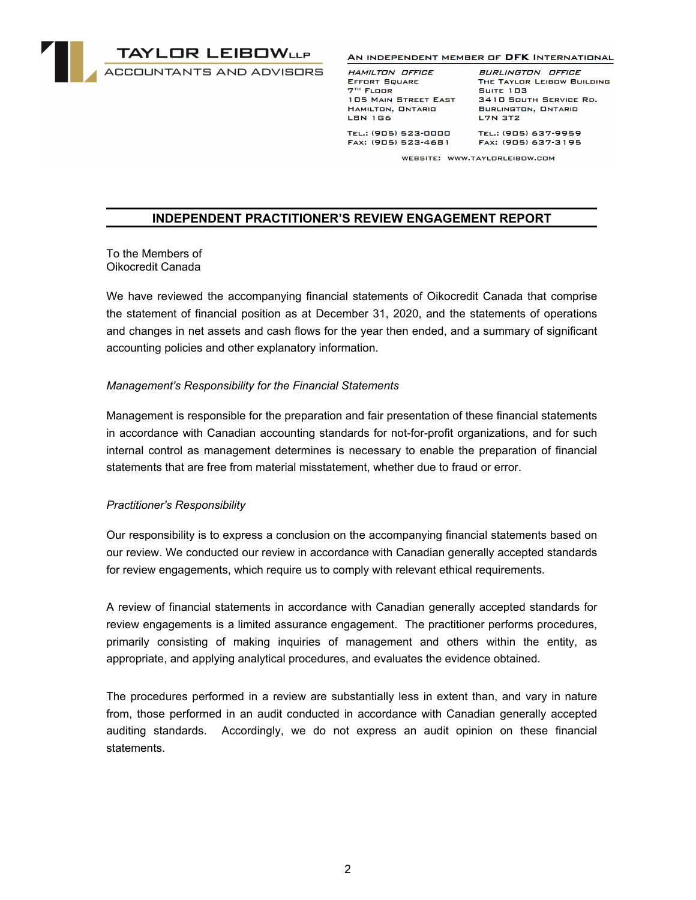**TAYLOR LEIBOW LLP**
ACCOUNTANTS AND ADVISORS

AN INDEPENDENT MEMBER OF DFK INTERNATIONAL

*HAMILTON OFFICE*
Effort Square
7th Floor
105 Main Street East
Hamilton, Ontario
L8N 1G6

Tel.: (905) 523-0000
Fax: (905) 523-4681

*BURLINGTON OFFICE*
The Taylor Leibow Building
Suite 103
3410 South Service Rd.
Burlington, Ontario
L7N 3T2

Tel.: (905) 637-9959
Fax: (905) 637-3195

Website: www.taylorleibow.com

## INDEPENDENT PRACTITIONER'S REVIEW ENGAGEMENT REPORT

To the Members of
Oikocredit Canada

We have reviewed the accompanying financial statements of Oikocredit Canada that comprise the statement of financial position as at December 31, 2020, and the statements of operations and changes in net assets and cash flows for the year then ended, and a summary of significant accounting policies and other explanatory information.

*Management's Responsibility for the Financial Statements*

Management is responsible for the preparation and fair presentation of these financial statements in accordance with Canadian accounting standards for not-for-profit organizations, and for such internal control as management determines is necessary to enable the preparation of financial statements that are free from material misstatement, whether due to fraud or error.

*Practitioner's Responsibility*

Our responsibility is to express a conclusion on the accompanying financial statements based on our review. We conducted our review in accordance with Canadian generally accepted standards for review engagements, which require us to comply with relevant ethical requirements.

A review of financial statements in accordance with Canadian generally accepted standards for review engagements is a limited assurance engagement. The practitioner performs procedures, primarily consisting of making inquiries of management and others within the entity, as appropriate, and applying analytical procedures, and evaluates the evidence obtained.

The procedures performed in a review are substantially less in extent than, and vary in nature from, those performed in an audit conducted in accordance with Canadian generally accepted auditing standards. Accordingly, we do not express an audit opinion on these financial statements.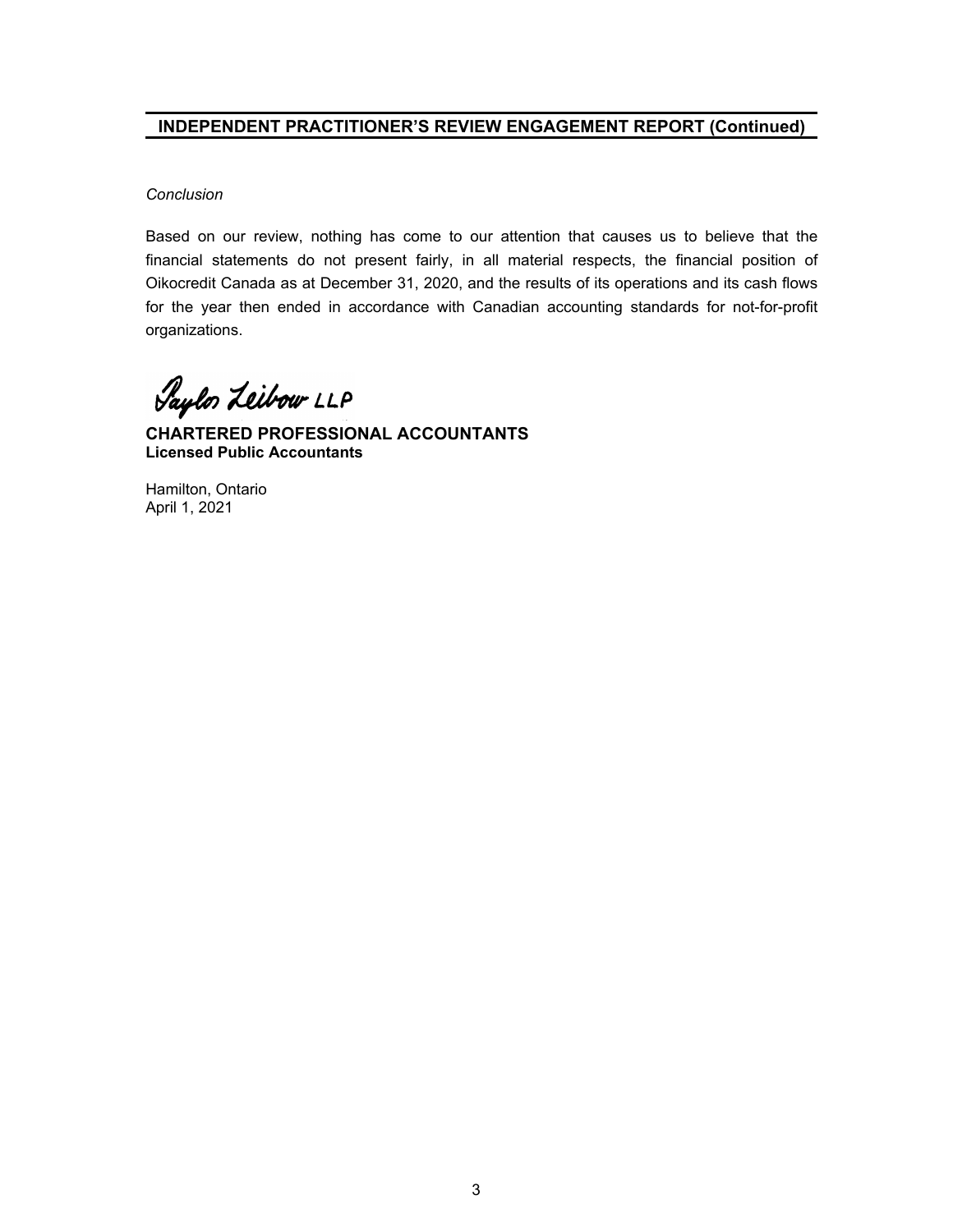## INDEPENDENT PRACTITIONER'S REVIEW ENGAGEMENT REPORT (Continued)

*Conclusion*

Based on our review, nothing has come to our attention that causes us to believe that the financial statements do not present fairly, in all material respects, the financial position of Oikocredit Canada as at December 31, 2020, and the results of its operations and its cash flows for the year then ended in accordance with Canadian accounting standards for not-for-profit organizations.

Taylor Leibow LLP

**CHARTERED PROFESSIONAL ACCOUNTANTS**
**Licensed Public Accountants**

Hamilton, Ontario
April 1, 2021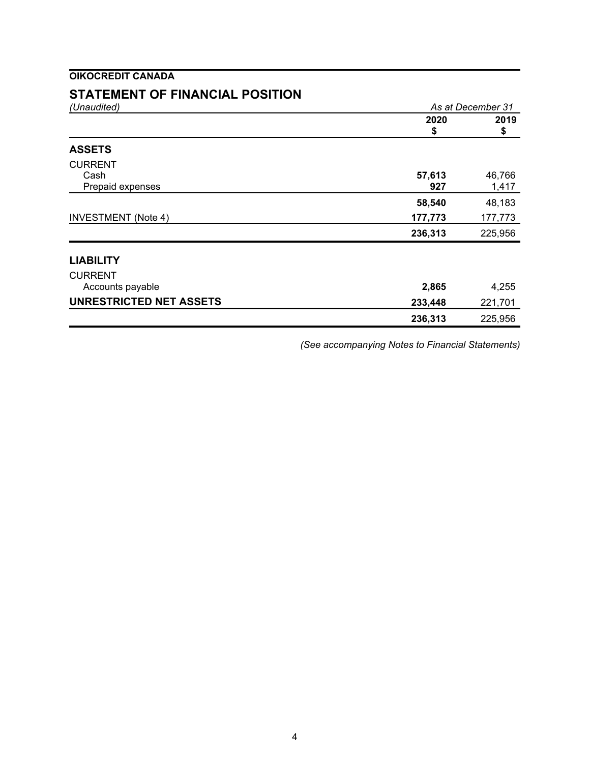**OIKOCREDIT CANADA**

## STATEMENT OF FINANCIAL POSITION

*(Unaudited)*

| | As at December 31 | |
|---|---|---|
| | **2020** | **2019** |
| | **$** | **$** |
| **ASSETS** | | |
| CURRENT | | |
| Cash | **57,613** | 46,766 |
| Prepaid expenses | **927** | 1,417 |
| | **58,540** | 48,183 |
| INVESTMENT (Note 4) | **177,773** | 177,773 |
| | **236,313** | 225,956 |
| **LIABILITY** | | |
| CURRENT | | |
| Accounts payable | **2,865** | 4,255 |
| **UNRESTRICTED NET ASSETS** | **233,448** | 221,701 |
| | **236,313** | 225,956 |

*(See accompanying Notes to Financial Statements)*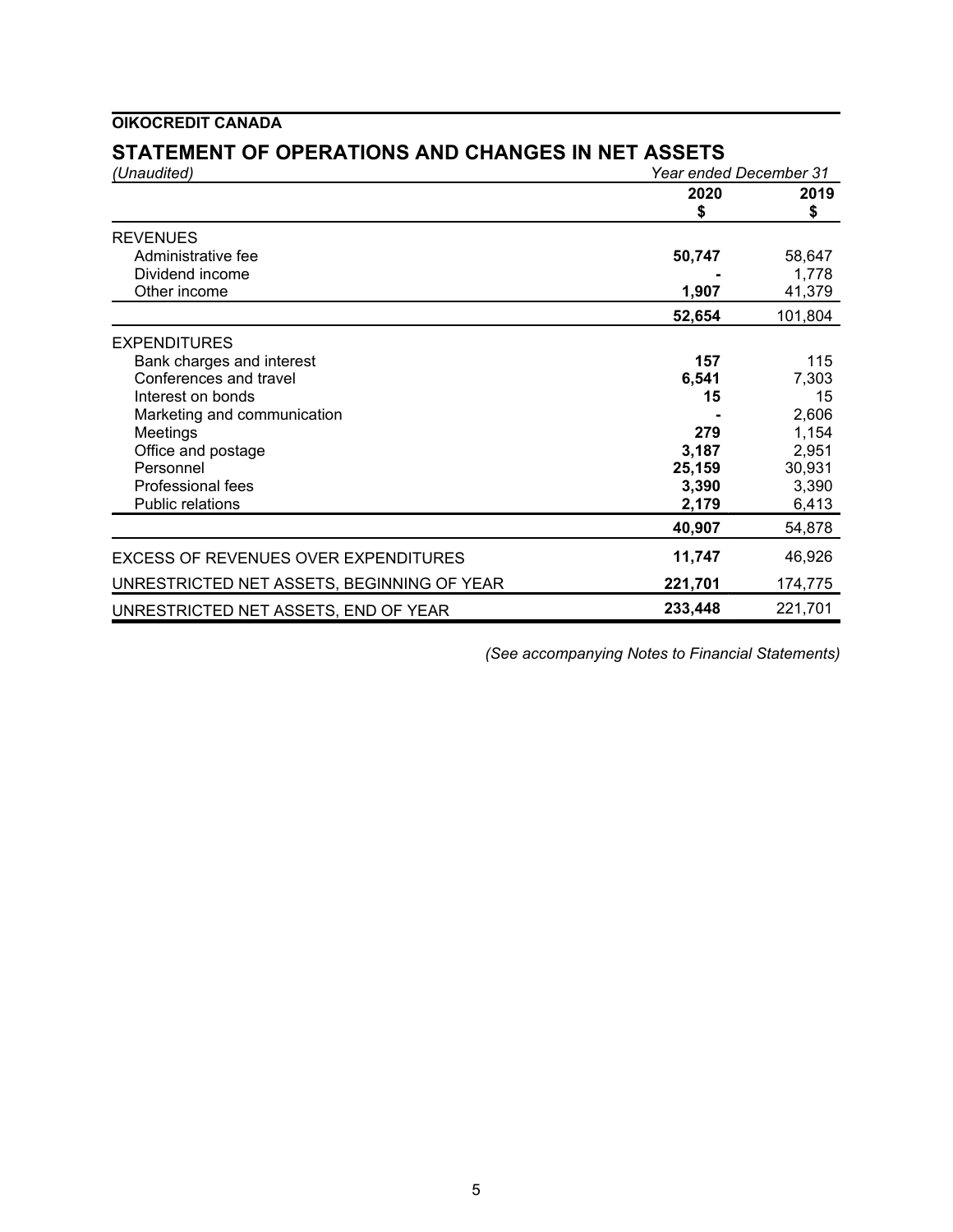**OIKOCREDIT CANADA**

## STATEMENT OF OPERATIONS AND CHANGES IN NET ASSETS

*(Unaudited)* *Year ended December 31*

| | 2020<br>$ | 2019<br>$ |
|---|---|---|
| REVENUES | | |
| Administrative fee | **50,747** | 58,647 |
| Dividend income | **-** | 1,778 |
| Other income | **1,907** | 41,379 |
| | **52,654** | 101,804 |
| EXPENDITURES | | |
| Bank charges and interest | **157** | 115 |
| Conferences and travel | **6,541** | 7,303 |
| Interest on bonds | **15** | 15 |
| Marketing and communication | **-** | 2,606 |
| Meetings | **279** | 1,154 |
| Office and postage | **3,187** | 2,951 |
| Personnel | **25,159** | 30,931 |
| Professional fees | **3,390** | 3,390 |
| Public relations | **2,179** | 6,413 |
| | **40,907** | 54,878 |
| EXCESS OF REVENUES OVER EXPENDITURES | **11,747** | 46,926 |
| UNRESTRICTED NET ASSETS, BEGINNING OF YEAR | **221,701** | 174,775 |
| UNRESTRICTED NET ASSETS, END OF YEAR | **233,448** | 221,701 |

*(See accompanying Notes to Financial Statements)*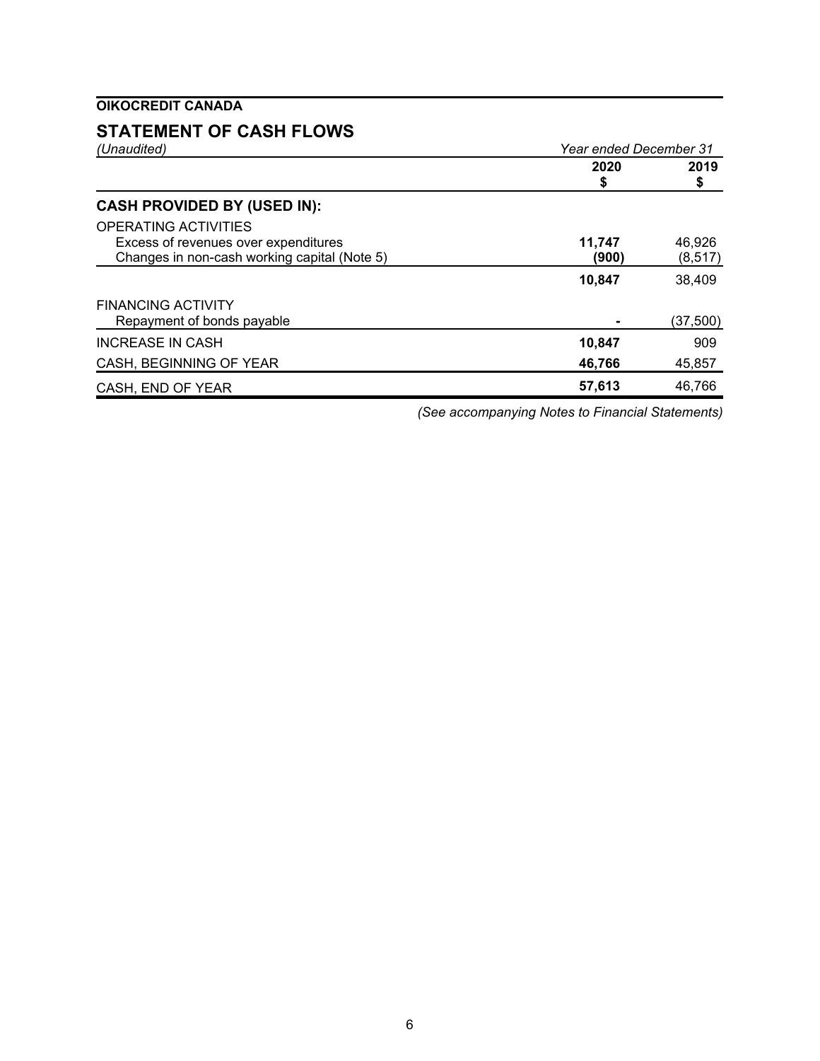**OIKOCREDIT CANADA**

## STATEMENT OF CASH FLOWS

*(Unaudited)*

| | *Year ended December 31* | |
|---|---|---|
| | **2020** **$** | **2019** **$** |
| **CASH PROVIDED BY (USED IN):** | | |
| OPERATING ACTIVITIES | | |
| Excess of revenues over expenditures | **11,747** | 46,926 |
| Changes in non-cash working capital (Note 5) | **(900)** | (8,517) |
| | **10,847** | 38,409 |
| FINANCING ACTIVITY | | |
| Repayment of bonds payable | **-** | (37,500) |
| INCREASE IN CASH | **10,847** | 909 |
| CASH, BEGINNING OF YEAR | **46,766** | 45,857 |
| CASH, END OF YEAR | **57,613** | 46,766 |

*(See accompanying Notes to Financial Statements)*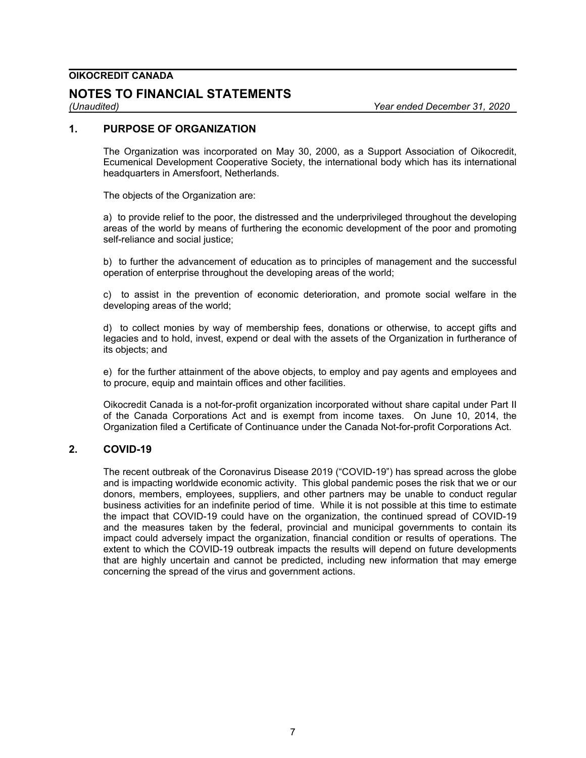**OIKOCREDIT CANADA**

# NOTES TO FINANCIAL STATEMENTS

*(Unaudited)* *Year ended December 31, 2020*

## 1. PURPOSE OF ORGANIZATION

The Organization was incorporated on May 30, 2000, as a Support Association of Oikocredit, Ecumenical Development Cooperative Society, the international body which has its international headquarters in Amersfoort, Netherlands.

The objects of the Organization are:

a) to provide relief to the poor, the distressed and the underprivileged throughout the developing areas of the world by means of furthering the economic development of the poor and promoting self-reliance and social justice;

b) to further the advancement of education as to principles of management and the successful operation of enterprise throughout the developing areas of the world;

c) to assist in the prevention of economic deterioration, and promote social welfare in the developing areas of the world;

d) to collect monies by way of membership fees, donations or otherwise, to accept gifts and legacies and to hold, invest, expend or deal with the assets of the Organization in furtherance of its objects; and

e) for the further attainment of the above objects, to employ and pay agents and employees and to procure, equip and maintain offices and other facilities.

Oikocredit Canada is a not-for-profit organization incorporated without share capital under Part II of the Canada Corporations Act and is exempt from income taxes. On June 10, 2014, the Organization filed a Certificate of Continuance under the Canada Not-for-profit Corporations Act.

## 2. COVID-19

The recent outbreak of the Coronavirus Disease 2019 ("COVID-19") has spread across the globe and is impacting worldwide economic activity. This global pandemic poses the risk that we or our donors, members, employees, suppliers, and other partners may be unable to conduct regular business activities for an indefinite period of time. While it is not possible at this time to estimate the impact that COVID-19 could have on the organization, the continued spread of COVID-19 and the measures taken by the federal, provincial and municipal governments to contain its impact could adversely impact the organization, financial condition or results of operations. The extent to which the COVID-19 outbreak impacts the results will depend on future developments that are highly uncertain and cannot be predicted, including new information that may emerge concerning the spread of the virus and government actions.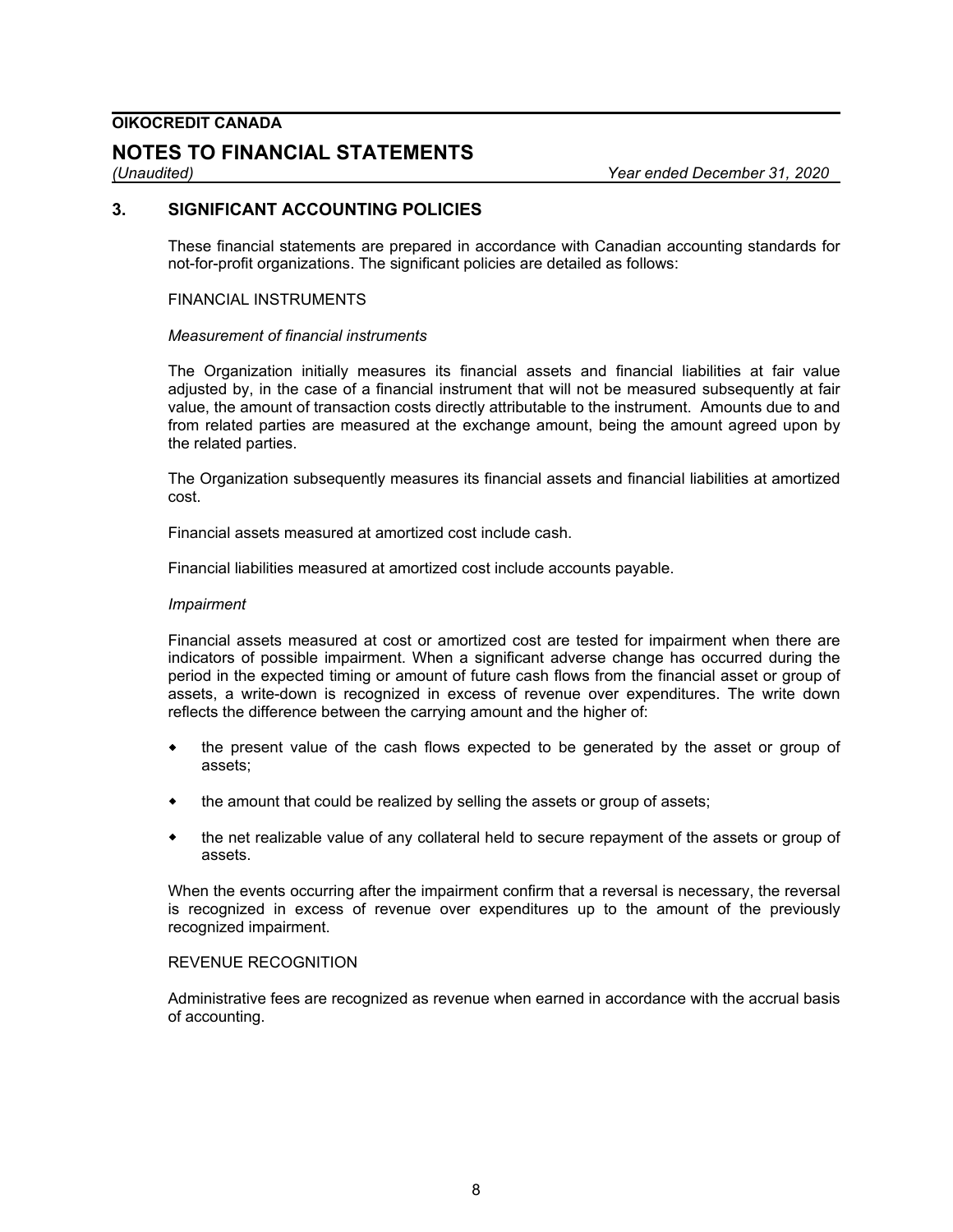## 3. SIGNIFICANT ACCOUNTING POLICIES

These financial statements are prepared in accordance with Canadian accounting standards for not-for-profit organizations. The significant policies are detailed as follows:

FINANCIAL INSTRUMENTS

*Measurement of financial instruments*

The Organization initially measures its financial assets and financial liabilities at fair value adjusted by, in the case of a financial instrument that will not be measured subsequently at fair value, the amount of transaction costs directly attributable to the instrument. Amounts due to and from related parties are measured at the exchange amount, being the amount agreed upon by the related parties.

The Organization subsequently measures its financial assets and financial liabilities at amortized cost.

Financial assets measured at amortized cost include cash.

Financial liabilities measured at amortized cost include accounts payable.

*Impairment*

Financial assets measured at cost or amortized cost are tested for impairment when there are indicators of possible impairment. When a significant adverse change has occurred during the period in the expected timing or amount of future cash flows from the financial asset or group of assets, a write-down is recognized in excess of revenue over expenditures. The write down reflects the difference between the carrying amount and the higher of:

- the present value of the cash flows expected to be generated by the asset or group of assets;
- the amount that could be realized by selling the assets or group of assets;
- the net realizable value of any collateral held to secure repayment of the assets or group of assets.

When the events occurring after the impairment confirm that a reversal is necessary, the reversal is recognized in excess of revenue over expenditures up to the amount of the previously recognized impairment.

REVENUE RECOGNITION

Administrative fees are recognized as revenue when earned in accordance with the accrual basis of accounting.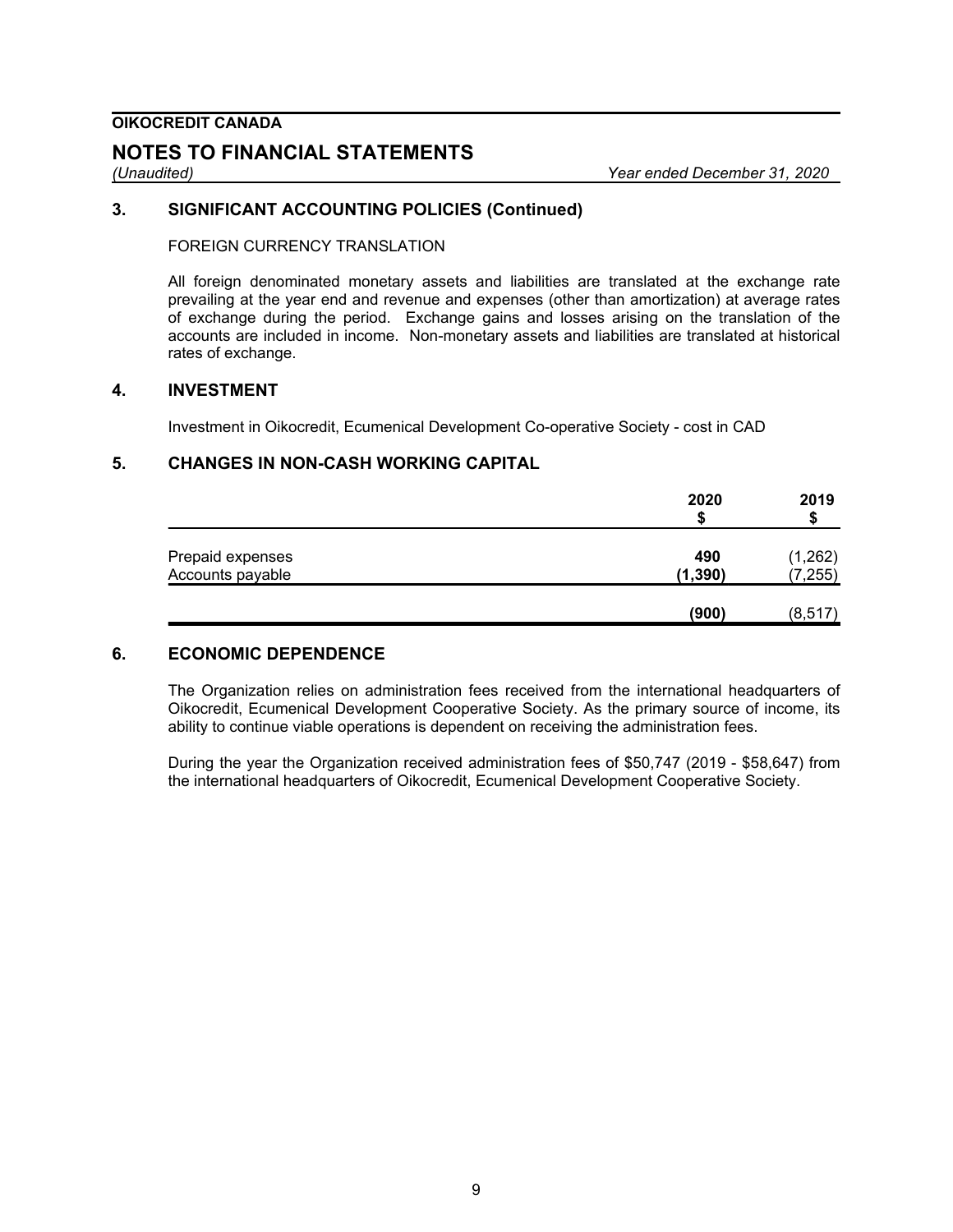**OIKOCREDIT CANADA**

# NOTES TO FINANCIAL STATEMENTS

*(Unaudited)* *Year ended December 31, 2020*

## 3. SIGNIFICANT ACCOUNTING POLICIES (Continued)

FOREIGN CURRENCY TRANSLATION

All foreign denominated monetary assets and liabilities are translated at the exchange rate prevailing at the year end and revenue and expenses (other than amortization) at average rates of exchange during the period. Exchange gains and losses arising on the translation of the accounts are included in income. Non-monetary assets and liabilities are translated at historical rates of exchange.

## 4. INVESTMENT

Investment in Oikocredit, Ecumenical Development Co-operative Society - cost in CAD

## 5. CHANGES IN NON-CASH WORKING CAPITAL

| | 2020<br>$ | 2019<br>$ |
|---|---|---|
| Prepaid expenses | **490** | (1,262) |
| Accounts payable | **(1,390)** | (7,255) |
| | **(900)** | (8,517) |

## 6. ECONOMIC DEPENDENCE

The Organization relies on administration fees received from the international headquarters of Oikocredit, Ecumenical Development Cooperative Society. As the primary source of income, its ability to continue viable operations is dependent on receiving the administration fees.

During the year the Organization received administration fees of $50,747 (2019 - $58,647) from the international headquarters of Oikocredit, Ecumenical Development Cooperative Society.